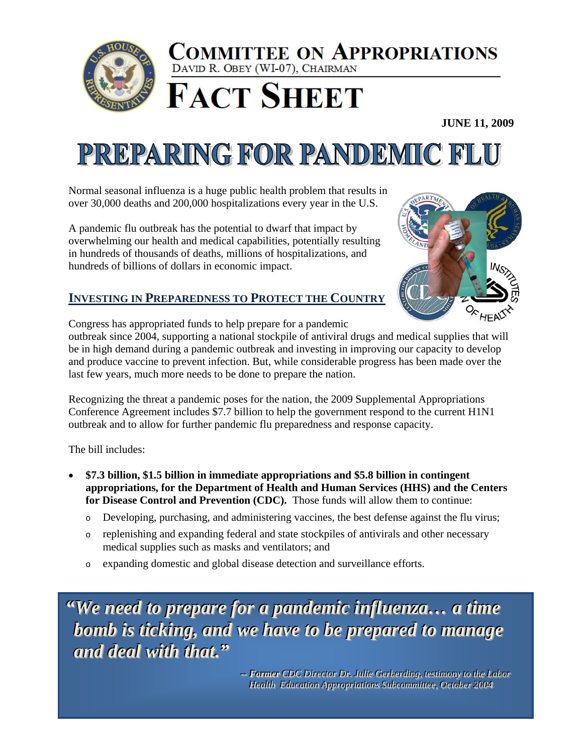# COMMITTEE ON APPROPRIATIONS

DAVID R. OBEY (WI-07), CHAIRMAN

# FACT SHEET

**JUNE 11, 2009**

# PREPARING FOR PANDEMIC FLU

Normal seasonal influenza is a huge public health problem that results in over 30,000 deaths and 200,000 hospitalizations every year in the U.S.

A pandemic flu outbreak has the potential to dwarf that impact by overwhelming our health and medical capabilities, potentially resulting in hundreds of thousands of deaths, millions of hospitalizations, and hundreds of billions of dollars in economic impact.

## INVESTING IN PREPAREDNESS TO PROTECT THE COUNTRY

Congress has appropriated funds to help prepare for a pandemic outbreak since 2004, supporting a national stockpile of antiviral drugs and medical supplies that will be in high demand during a pandemic outbreak and investing in improving our capacity to develop and produce vaccine to prevent infection. But, while considerable progress has been made over the last few years, much more needs to be done to prepare the nation.

Recognizing the threat a pandemic poses for the nation, the 2009 Supplemental Appropriations Conference Agreement includes $7.7 billion to help the government respond to the current H1N1 outbreak and to allow for further pandemic flu preparedness and response capacity.

The bill includes:

- **$7.3 billion, $1.5 billion in immediate appropriations and $5.8 billion in contingent appropriations, for the Department of Health and Human Services (HHS) and the Centers for Disease Control and Prevention (CDC).** Those funds will allow them to continue:
  - Developing, purchasing, and administering vaccines, the best defense against the flu virus;
  - replenishing and expanding federal and state stockpiles of antivirals and other necessary medical supplies such as masks and ventilators; and
  - expanding domestic and global disease detection and surveillance efforts.

> ***"We need to prepare for a pandemic influenza… a time bomb is ticking, and we have to be prepared to manage and deal with that."***
>
> *-- Former CDC Director Dr. Julie Gerberding, testimony to the Labor Health Education Appropriations Subcommittee, October 2004*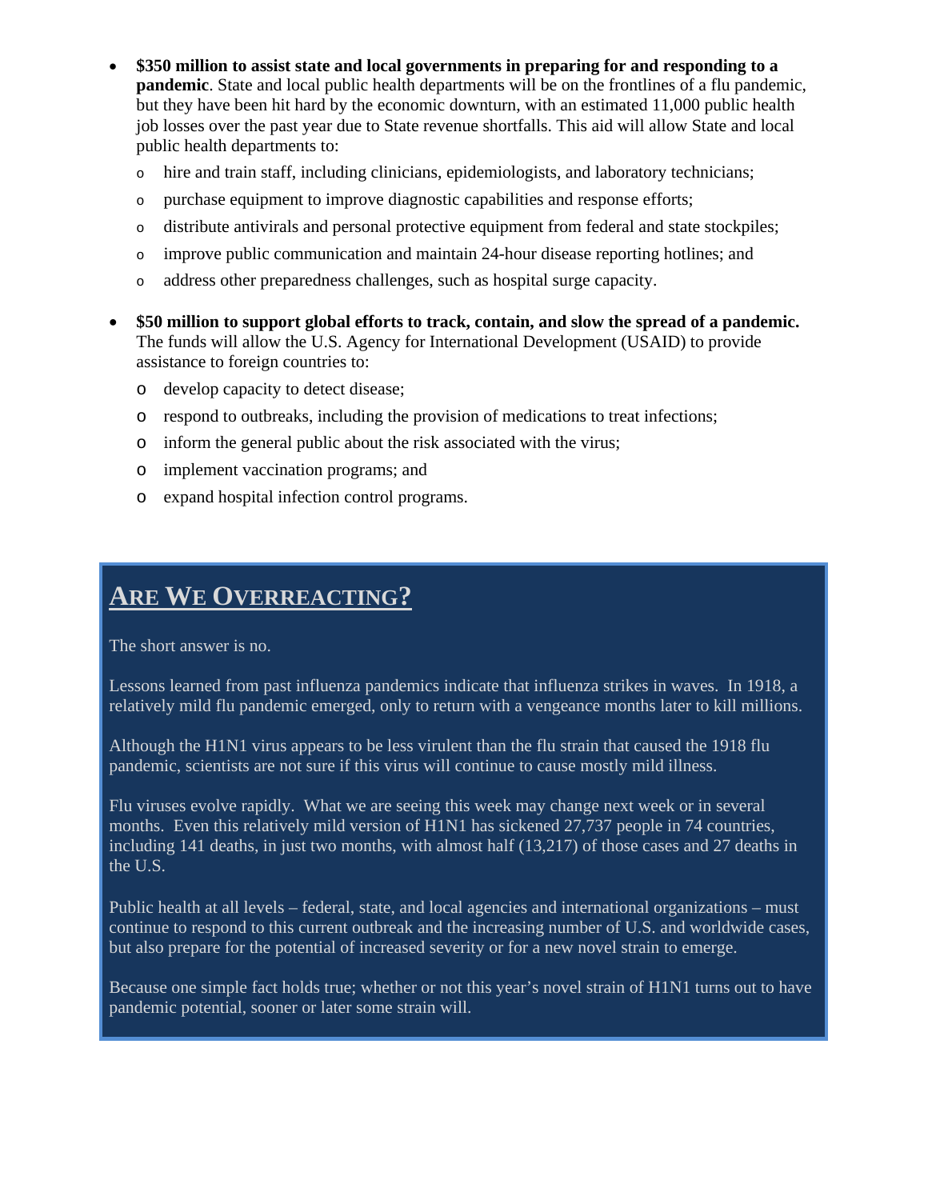- **$350 million to assist state and local governments in preparing for and responding to a pandemic**. State and local public health departments will be on the frontlines of a flu pandemic, but they have been hit hard by the economic downturn, with an estimated 11,000 public health job losses over the past year due to State revenue shortfalls. This aid will allow State and local public health departments to:
  - hire and train staff, including clinicians, epidemiologists, and laboratory technicians;
  - purchase equipment to improve diagnostic capabilities and response efforts;
  - distribute antivirals and personal protective equipment from federal and state stockpiles;
  - improve public communication and maintain 24-hour disease reporting hotlines; and
  - address other preparedness challenges, such as hospital surge capacity.

- **$50 million to support global efforts to track, contain, and slow the spread of a pandemic.** The funds will allow the U.S. Agency for International Development (USAID) to provide assistance to foreign countries to:
  - develop capacity to detect disease;
  - respond to outbreaks, including the provision of medications to treat infections;
  - inform the general public about the risk associated with the virus;
  - implement vaccination programs; and
  - expand hospital infection control programs.

## ARE WE OVERREACTING?

The short answer is no.

Lessons learned from past influenza pandemics indicate that influenza strikes in waves. In 1918, a relatively mild flu pandemic emerged, only to return with a vengeance months later to kill millions.

Although the H1N1 virus appears to be less virulent than the flu strain that caused the 1918 flu pandemic, scientists are not sure if this virus will continue to cause mostly mild illness.

Flu viruses evolve rapidly. What we are seeing this week may change next week or in several months. Even this relatively mild version of H1N1 has sickened 27,737 people in 74 countries, including 141 deaths, in just two months, with almost half (13,217) of those cases and 27 deaths in the U.S.

Public health at all levels – federal, state, and local agencies and international organizations – must continue to respond to this current outbreak and the increasing number of U.S. and worldwide cases, but also prepare for the potential of increased severity or for a new novel strain to emerge.

Because one simple fact holds true; whether or not this year's novel strain of H1N1 turns out to have pandemic potential, sooner or later some strain will.